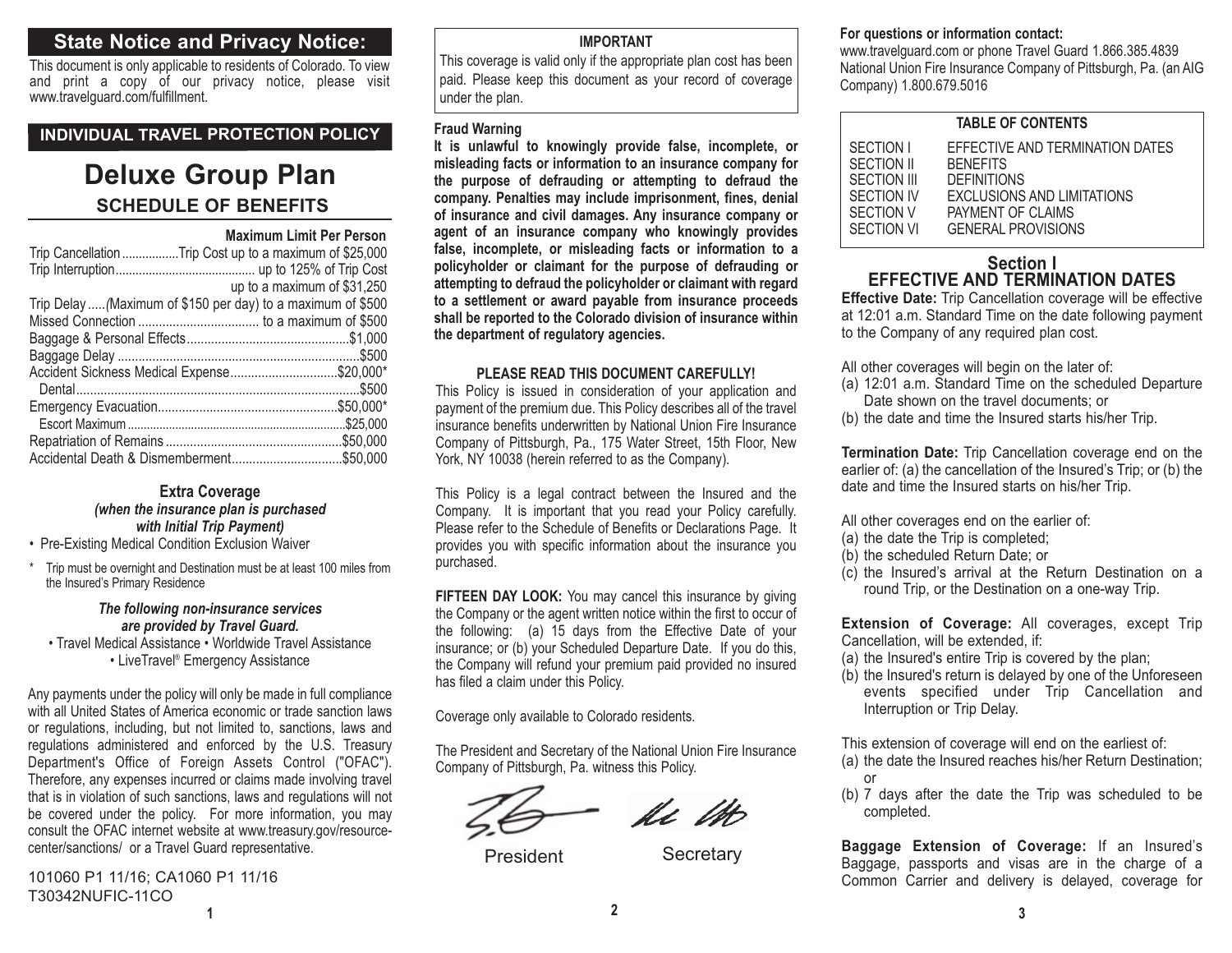## State Notice and Privacy Notice:

This document is only applicable to residents of Colorado. To view and print a copy of our privacy notice, please visit www.travelguard.com/fulfillment.

### INDIVIDUAL TRAVEL PROTECTION POLICY

# Deluxe Group Plan

## SCHEDULE OF BENEFITS

| | Maximum Limit Per Person |
|---|---|
| Trip Cancellation | Trip Cost up to a maximum of $25,000 |
| Trip Interruption | up to 125% of Trip Cost up to a maximum of $31,250 |
| Trip Delay (Maximum of $150 per day) | to a maximum of $500 |
| Missed Connection | to a maximum of $500 |
| Baggage & Personal Effects | $1,000 |
| Baggage Delay | $500 |
| Accident Sickness Medical Expense | $20,000* |
| Dental | $500 |
| Emergency Evacuation | $50,000* |
| Escort Maximum | $25,000 |
| Repatriation of Remains | $50,000 |
| Accidental Death & Dismemberment | $50,000 |

**Extra Coverage**
***(when the insurance plan is purchased with Initial Trip Payment)***

- Pre-Existing Medical Condition Exclusion Waiver

\* Trip must be overnight and Destination must be at least 100 miles from the Insured's Primary Residence

***The following non-insurance services are provided by Travel Guard.***

• Travel Medical Assistance • Worldwide Travel Assistance • LiveTravel® Emergency Assistance

Any payments under the policy will only be made in full compliance with all United States of America economic or trade sanction laws or regulations, including, but not limited to, sanctions, laws and regulations administered and enforced by the U.S. Treasury Department's Office of Foreign Assets Control ("OFAC"). Therefore, any expenses incurred or claims made involving travel that is in violation of such sanctions, laws and regulations will not be covered under the policy. For more information, you may consult the OFAC internet website at www.treasury.gov/resource-center/sanctions/ or a Travel Guard representative.

101060 P1 11/16; CA1060 P1 11/16
T30342NUFIC-11CO

**IMPORTANT**

This coverage is valid only if the appropriate plan cost has been paid. Please keep this document as your record of coverage under the plan.

**Fraud Warning**

**It is unlawful to knowingly provide false, incomplete, or misleading facts or information to an insurance company for the purpose of defrauding or attempting to defraud the company. Penalties may include imprisonment, fines, denial of insurance and civil damages. Any insurance company or agent of an insurance company who knowingly provides false, incomplete, or misleading facts or information to a policyholder or claimant for the purpose of defrauding or attempting to defraud the policyholder or claimant with regard to a settlement or award payable from insurance proceeds shall be reported to the Colorado division of insurance within the department of regulatory agencies.**

**PLEASE READ THIS DOCUMENT CAREFULLY!**

This Policy is issued in consideration of your application and payment of the premium due. This Policy describes all of the travel insurance benefits underwritten by National Union Fire Insurance Company of Pittsburgh, Pa., 175 Water Street, 15th Floor, New York, NY 10038 (herein referred to as the Company).

This Policy is a legal contract between the Insured and the Company. It is important that you read your Policy carefully. Please refer to the Schedule of Benefits or Declarations Page. It provides you with specific information about the insurance you purchased.

**FIFTEEN DAY LOOK:** You may cancel this insurance by giving the Company or the agent written notice within the first to occur of the following: (a) 15 days from the Effective Date of your insurance; or (b) your Scheduled Departure Date. If you do this, the Company will refund your premium paid provided no insured has filed a claim under this Policy.

Coverage only available to Colorado residents.

The President and Secretary of the National Union Fire Insurance Company of Pittsburgh, Pa. witness this Policy.

President Secretary

**For questions or information contact:**
www.travelguard.com or phone Travel Guard 1.866.385.4839
National Union Fire Insurance Company of Pittsburgh, Pa. (an AIG Company) 1.800.679.5016

| TABLE OF CONTENTS | |
|---|---|
| SECTION I | EFFECTIVE AND TERMINATION DATES |
| SECTION II | BENEFITS |
| SECTION III | DEFINITIONS |
| SECTION IV | EXCLUSIONS AND LIMITATIONS |
| SECTION V | PAYMENT OF CLAIMS |
| SECTION VI | GENERAL PROVISIONS |

## Section I
## EFFECTIVE AND TERMINATION DATES

**Effective Date:** Trip Cancellation coverage will be effective at 12:01 a.m. Standard Time on the date following payment to the Company of any required plan cost.

All other coverages will begin on the later of:
(a) 12:01 a.m. Standard Time on the scheduled Departure Date shown on the travel documents; or
(b) the date and time the Insured starts his/her Trip.

**Termination Date:** Trip Cancellation coverage end on the earlier of: (a) the cancellation of the Insured's Trip; or (b) the date and time the Insured starts on his/her Trip.

All other coverages end on the earlier of:
(a) the date the Trip is completed;
(b) the scheduled Return Date; or
(c) the Insured's arrival at the Return Destination on a round Trip, or the Destination on a one-way Trip.

**Extension of Coverage:** All coverages, except Trip Cancellation, will be extended, if:
(a) the Insured's entire Trip is covered by the plan;
(b) the Insured's return is delayed by one of the Unforeseen events specified under Trip Cancellation and Interruption or Trip Delay.

This extension of coverage will end on the earliest of:
(a) the date the Insured reaches his/her Return Destination; or
(b) 7 days after the date the Trip was scheduled to be completed.

**Baggage Extension of Coverage:** If an Insured's Baggage, passports and visas are in the charge of a Common Carrier and delivery is delayed, coverage for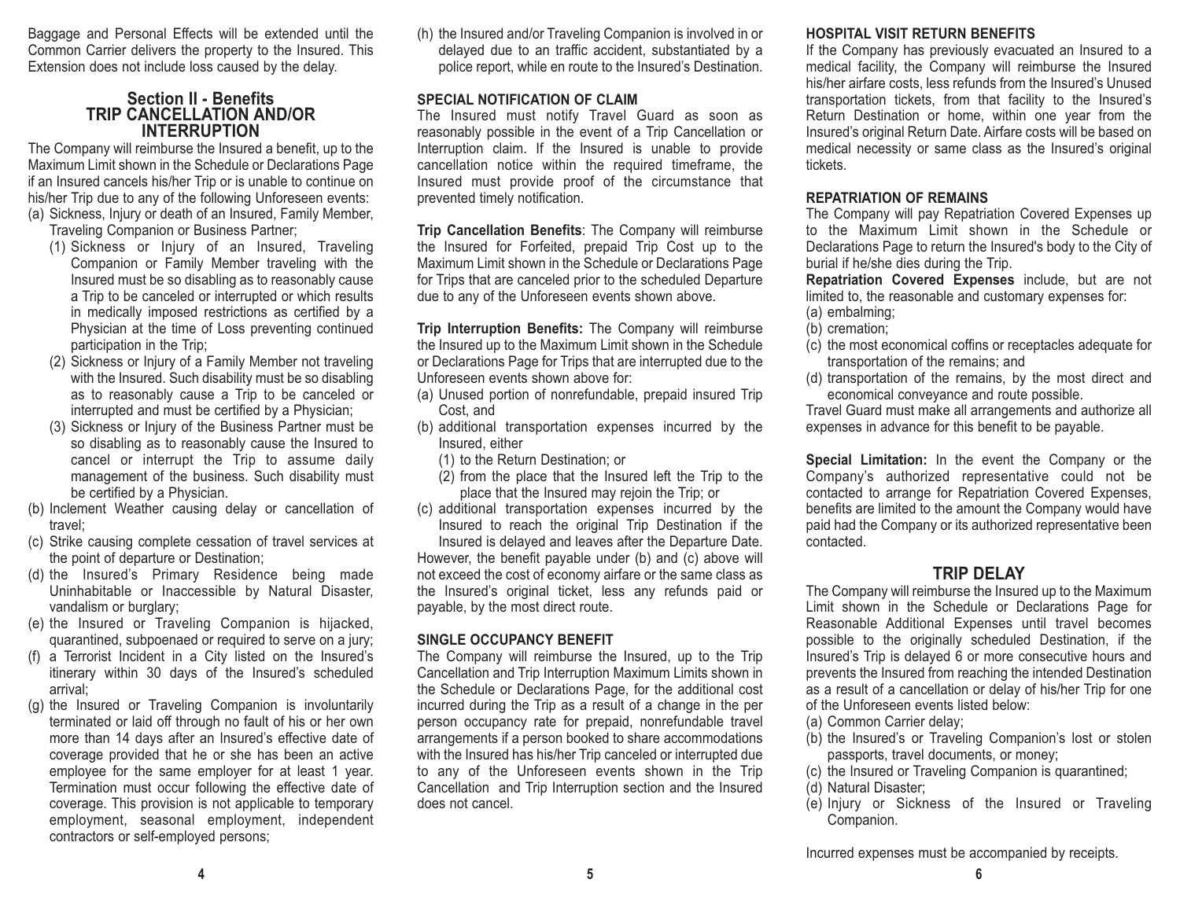Baggage and Personal Effects will be extended until the Common Carrier delivers the property to the Insured. This Extension does not include loss caused by the delay.

## Section II - Benefits
## TRIP CANCELLATION AND/OR INTERRUPTION

The Company will reimburse the Insured a benefit, up to the Maximum Limit shown in the Schedule or Declarations Page if an Insured cancels his/her Trip or is unable to continue on his/her Trip due to any of the following Unforeseen events:

(a) Sickness, Injury or death of an Insured, Family Member, Traveling Companion or Business Partner;
   (1) Sickness or Injury of an Insured, Traveling Companion or Family Member traveling with the Insured must be so disabling as to reasonably cause a Trip to be canceled or interrupted or which results in medically imposed restrictions as certified by a Physician at the time of Loss preventing continued participation in the Trip;
   (2) Sickness or Injury of a Family Member not traveling with the Insured. Such disability must be so disabling as to reasonably cause a Trip to be canceled or interrupted and must be certified by a Physician;
   (3) Sickness or Injury of the Business Partner must be so disabling as to reasonably cause the Insured to cancel or interrupt the Trip to assume daily management of the business. Such disability must be certified by a Physician.
(b) Inclement Weather causing delay or cancellation of travel;
(c) Strike causing complete cessation of travel services at the point of departure or Destination;
(d) the Insured's Primary Residence being made Uninhabitable or Inaccessible by Natural Disaster, vandalism or burglary;
(e) the Insured or Traveling Companion is hijacked, quarantined, subpoenaed or required to serve on a jury;
(f) a Terrorist Incident in a City listed on the Insured's itinerary within 30 days of the Insured's scheduled arrival;
(g) the Insured or Traveling Companion is involuntarily terminated or laid off through no fault of his or her own more than 14 days after an Insured's effective date of coverage provided that he or she has been an active employee for the same employer for at least 1 year. Termination must occur following the effective date of coverage. This provision is not applicable to temporary employment, seasonal employment, independent contractors or self-employed persons;
(h) the Insured and/or Traveling Companion is involved in or delayed due to an traffic accident, substantiated by a police report, while en route to the Insured's Destination.

### SPECIAL NOTIFICATION OF CLAIM

The Insured must notify Travel Guard as soon as reasonably possible in the event of a Trip Cancellation or Interruption claim. If the Insured is unable to provide cancellation notice within the required timeframe, the Insured must provide proof of the circumstance that prevented timely notification.

**Trip Cancellation Benefits**: The Company will reimburse the Insured for Forfeited, prepaid Trip Cost up to the Maximum Limit shown in the Schedule or Declarations Page for Trips that are canceled prior to the scheduled Departure due to any of the Unforeseen events shown above.

**Trip Interruption Benefits:** The Company will reimburse the Insured up to the Maximum Limit shown in the Schedule or Declarations Page for Trips that are interrupted due to the Unforeseen events shown above for:

(a) Unused portion of nonrefundable, prepaid insured Trip Cost, and
(b) additional transportation expenses incurred by the Insured, either
   (1) to the Return Destination; or
   (2) from the place that the Insured left the Trip to the place that the Insured may rejoin the Trip; or
(c) additional transportation expenses incurred by the Insured to reach the original Trip Destination if the Insured is delayed and leaves after the Departure Date.

However, the benefit payable under (b) and (c) above will not exceed the cost of economy airfare or the same class as the Insured's original ticket, less any refunds paid or payable, by the most direct route.

### SINGLE OCCUPANCY BENEFIT

The Company will reimburse the Insured, up to the Trip Cancellation and Trip Interruption Maximum Limits shown in the Schedule or Declarations Page, for the additional cost incurred during the Trip as a result of a change in the per person occupancy rate for prepaid, nonrefundable travel arrangements if a person booked to share accommodations with the Insured has his/her Trip canceled or interrupted due to any of the Unforeseen events shown in the Trip Cancellation and Trip Interruption section and the Insured does not cancel.

### HOSPITAL VISIT RETURN BENEFITS

If the Company has previously evacuated an Insured to a medical facility, the Company will reimburse the Insured his/her airfare costs, less refunds from the Insured's Unused transportation tickets, from that facility to the Insured's Return Destination or home, within one year from the Insured's original Return Date. Airfare costs will be based on medical necessity or same class as the Insured's original tickets.

### REPATRIATION OF REMAINS

The Company will pay Repatriation Covered Expenses up to the Maximum Limit shown in the Schedule or Declarations Page to return the Insured's body to the City of burial if he/she dies during the Trip.

**Repatriation Covered Expenses** include, but are not limited to, the reasonable and customary expenses for:

(a) embalming;
(b) cremation;
(c) the most economical coffins or receptacles adequate for transportation of the remains; and
(d) transportation of the remains, by the most direct and economical conveyance and route possible.

Travel Guard must make all arrangements and authorize all expenses in advance for this benefit to be payable.

**Special Limitation:** In the event the Company or the Company's authorized representative could not be contacted to arrange for Repatriation Covered Expenses, benefits are limited to the amount the Company would have paid had the Company or its authorized representative been contacted.

## TRIP DELAY

The Company will reimburse the Insured up to the Maximum Limit shown in the Schedule or Declarations Page for Reasonable Additional Expenses until travel becomes possible to the originally scheduled Destination, if the Insured's Trip is delayed 6 or more consecutive hours and prevents the Insured from reaching the intended Destination as a result of a cancellation or delay of his/her Trip for one of the Unforeseen events listed below:

(a) Common Carrier delay;
(b) the Insured's or Traveling Companion's lost or stolen passports, travel documents, or money;
(c) the Insured or Traveling Companion is quarantined;
(d) Natural Disaster;
(e) Injury or Sickness of the Insured or Traveling Companion.

Incurred expenses must be accompanied by receipts.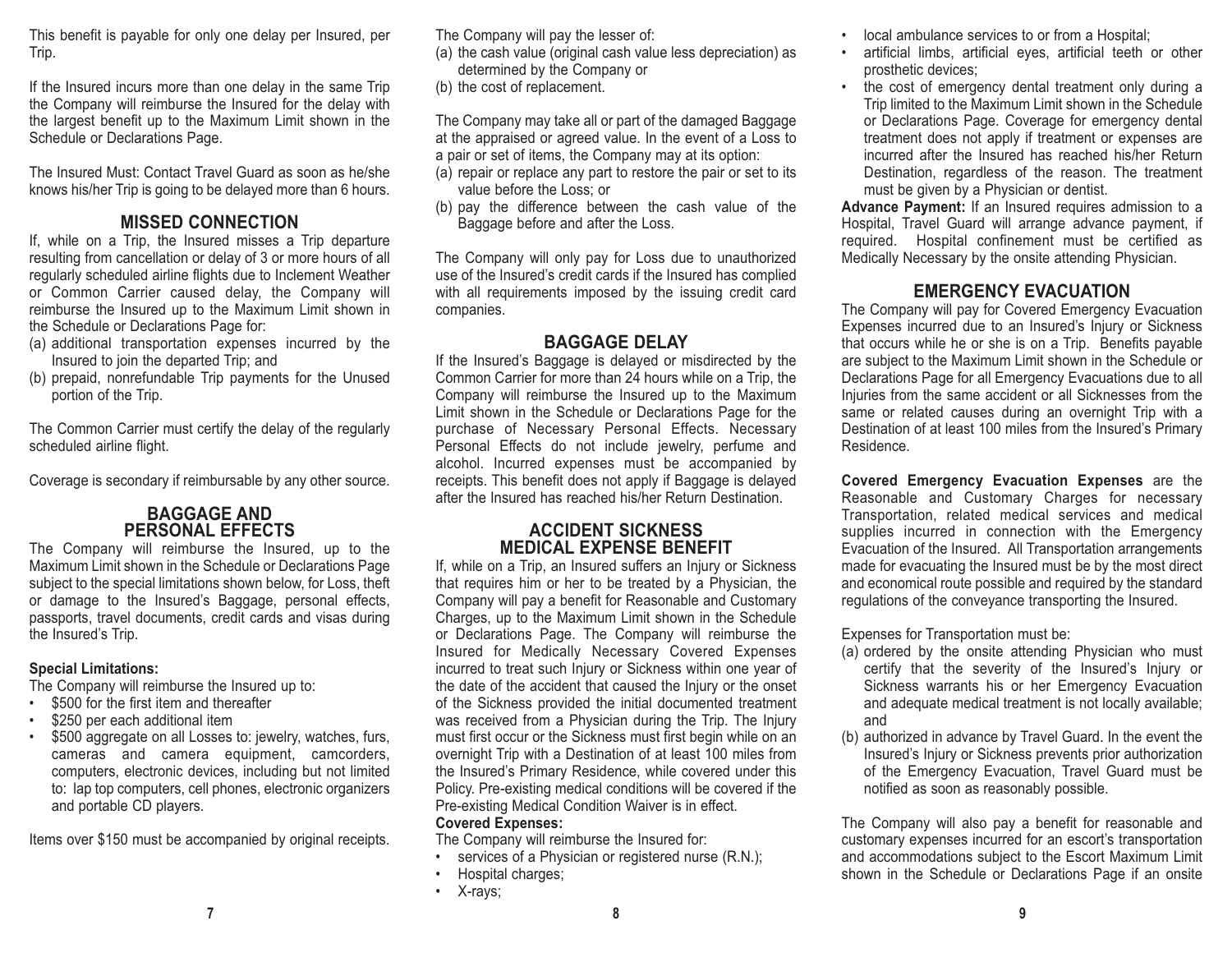This benefit is payable for only one delay per Insured, per Trip.

If the Insured incurs more than one delay in the same Trip the Company will reimburse the Insured for the delay with the largest benefit up to the Maximum Limit shown in the Schedule or Declarations Page.

The Insured Must: Contact Travel Guard as soon as he/she knows his/her Trip is going to be delayed more than 6 hours.

## MISSED CONNECTION

If, while on a Trip, the Insured misses a Trip departure resulting from cancellation or delay of 3 or more hours of all regularly scheduled airline flights due to Inclement Weather or Common Carrier caused delay, the Company will reimburse the Insured up to the Maximum Limit shown in the Schedule or Declarations Page for:

(a) additional transportation expenses incurred by the Insured to join the departed Trip; and
(b) prepaid, nonrefundable Trip payments for the Unused portion of the Trip.

The Common Carrier must certify the delay of the regularly scheduled airline flight.

Coverage is secondary if reimbursable by any other source.

## BAGGAGE AND PERSONAL EFFECTS

The Company will reimburse the Insured, up to the Maximum Limit shown in the Schedule or Declarations Page subject to the special limitations shown below, for Loss, theft or damage to the Insured's Baggage, personal effects, passports, travel documents, credit cards and visas during the Insured's Trip.

**Special Limitations:**

The Company will reimburse the Insured up to:

- $500 for the first item and thereafter
- $250 per each additional item
- $500 aggregate on all Losses to: jewelry, watches, furs, cameras and camera equipment, camcorders, computers, electronic devices, including but not limited to: lap top computers, cell phones, electronic organizers and portable CD players.

Items over $150 must be accompanied by original receipts.

The Company will pay the lesser of:

(a) the cash value (original cash value less depreciation) as determined by the Company or
(b) the cost of replacement.

The Company may take all or part of the damaged Baggage at the appraised or agreed value. In the event of a Loss to a pair or set of items, the Company may at its option:

(a) repair or replace any part to restore the pair or set to its value before the Loss; or
(b) pay the difference between the cash value of the Baggage before and after the Loss.

The Company will only pay for Loss due to unauthorized use of the Insured's credit cards if the Insured has complied with all requirements imposed by the issuing credit card companies.

## BAGGAGE DELAY

If the Insured's Baggage is delayed or misdirected by the Common Carrier for more than 24 hours while on a Trip, the Company will reimburse the Insured up to the Maximum Limit shown in the Schedule or Declarations Page for the purchase of Necessary Personal Effects. Necessary Personal Effects do not include jewelry, perfume and alcohol. Incurred expenses must be accompanied by receipts. This benefit does not apply if Baggage is delayed after the Insured has reached his/her Return Destination.

## ACCIDENT SICKNESS MEDICAL EXPENSE BENEFIT

If, while on a Trip, an Insured suffers an Injury or Sickness that requires him or her to be treated by a Physician, the Company will pay a benefit for Reasonable and Customary Charges, up to the Maximum Limit shown in the Schedule or Declarations Page. The Company will reimburse the Insured for Medically Necessary Covered Expenses incurred to treat such Injury or Sickness within one year of the date of the accident that caused the Injury or the onset of the Sickness provided the initial documented treatment was received from a Physician during the Trip. The Injury must first occur or the Sickness must first begin while on an overnight Trip with a Destination of at least 100 miles from the Insured's Primary Residence, while covered under this Policy. Pre-existing medical conditions will be covered if the Pre-existing Medical Condition Waiver is in effect.

**Covered Expenses:**

The Company will reimburse the Insured for:

- services of a Physician or registered nurse (R.N.);
- Hospital charges;
- X-rays;
- local ambulance services to or from a Hospital;
- artificial limbs, artificial eyes, artificial teeth or other prosthetic devices;
- the cost of emergency dental treatment only during a Trip limited to the Maximum Limit shown in the Schedule or Declarations Page. Coverage for emergency dental treatment does not apply if treatment or expenses are incurred after the Insured has reached his/her Return Destination, regardless of the reason. The treatment must be given by a Physician or dentist.

**Advance Payment:** If an Insured requires admission to a Hospital, Travel Guard will arrange advance payment, if required. Hospital confinement must be certified as Medically Necessary by the onsite attending Physician.

## EMERGENCY EVACUATION

The Company will pay for Covered Emergency Evacuation Expenses incurred due to an Insured's Injury or Sickness that occurs while he or she is on a Trip. Benefits payable are subject to the Maximum Limit shown in the Schedule or Declarations Page for all Emergency Evacuations due to all Injuries from the same accident or all Sicknesses from the same or related causes during an overnight Trip with a Destination of at least 100 miles from the Insured's Primary Residence.

**Covered Emergency Evacuation Expenses** are the Reasonable and Customary Charges for necessary Transportation, related medical services and medical supplies incurred in connection with the Emergency Evacuation of the Insured. All Transportation arrangements made for evacuating the Insured must be by the most direct and economical route possible and required by the standard regulations of the conveyance transporting the Insured.

Expenses for Transportation must be:

(a) ordered by the onsite attending Physician who must certify that the severity of the Insured's Injury or Sickness warrants his or her Emergency Evacuation and adequate medical treatment is not locally available; and
(b) authorized in advance by Travel Guard. In the event the Insured's Injury or Sickness prevents prior authorization of the Emergency Evacuation, Travel Guard must be notified as soon as reasonably possible.

The Company will also pay a benefit for reasonable and customary expenses incurred for an escort's transportation and accommodations subject to the Escort Maximum Limit shown in the Schedule or Declarations Page if an onsite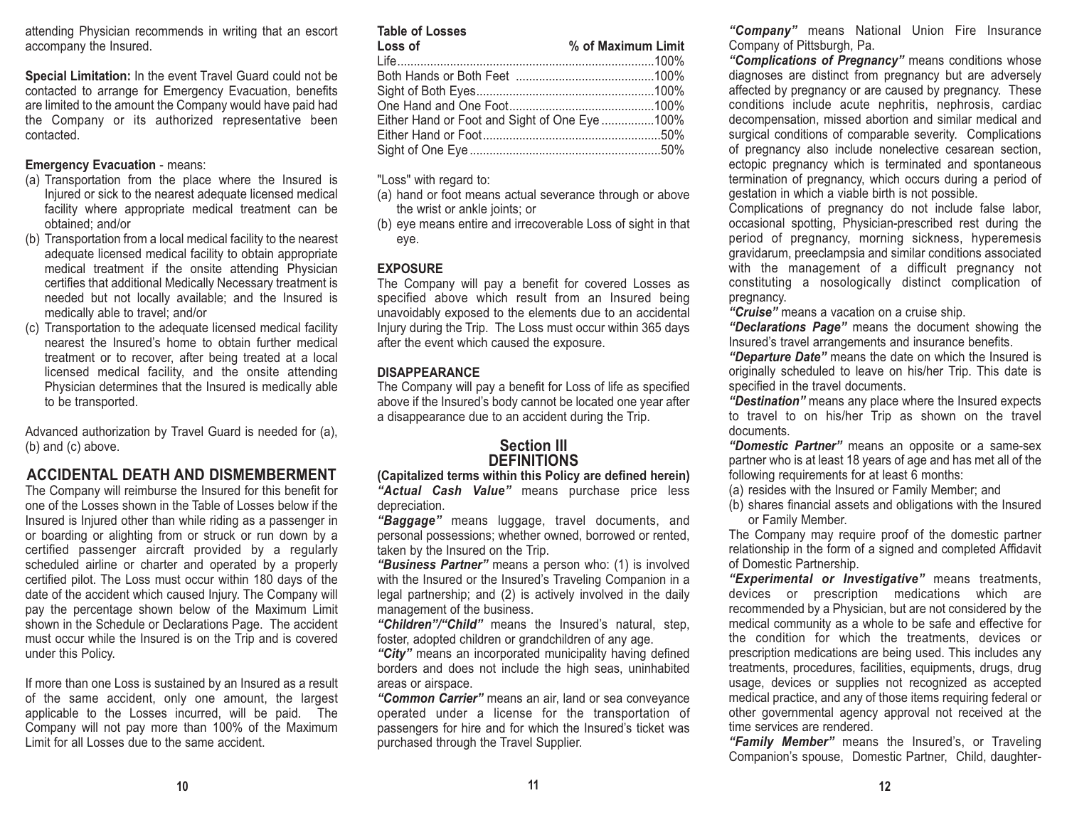attending Physician recommends in writing that an escort accompany the Insured.

**Special Limitation:** In the event Travel Guard could not be contacted to arrange for Emergency Evacuation, benefits are limited to the amount the Company would have paid had the Company or its authorized representative been contacted.

**Emergency Evacuation** - means:

(a) Transportation from the place where the Insured is Injured or sick to the nearest adequate licensed medical facility where appropriate medical treatment can be obtained; and/or
(b) Transportation from a local medical facility to the nearest adequate licensed medical facility to obtain appropriate medical treatment if the onsite attending Physician certifies that additional Medically Necessary treatment is needed but not locally available; and the Insured is medically able to travel; and/or
(c) Transportation to the adequate licensed medical facility nearest the Insured's home to obtain further medical treatment or to recover, after being treated at a local licensed medical facility, and the onsite attending Physician determines that the Insured is medically able to be transported.

Advanced authorization by Travel Guard is needed for (a), (b) and (c) above.

## ACCIDENTAL DEATH AND DISMEMBERMENT

The Company will reimburse the Insured for this benefit for one of the Losses shown in the Table of Losses below if the Insured is Injured other than while riding as a passenger in or boarding or alighting from or struck or run down by a certified passenger aircraft provided by a regularly scheduled airline or charter and operated by a properly certified pilot. The Loss must occur within 180 days of the date of the accident which caused Injury. The Company will pay the percentage shown below of the Maximum Limit shown in the Schedule or Declarations Page. The accident must occur while the Insured is on the Trip and is covered under this Policy.

If more than one Loss is sustained by an Insured as a result of the same accident, only one amount, the largest applicable to the Losses incurred, will be paid. The Company will not pay more than 100% of the Maximum Limit for all Losses due to the same accident.

**Table of Losses**

| Loss of | % of Maximum Limit |
|---|---|
| Life | 100% |
| Both Hands or Both Feet | 100% |
| Sight of Both Eyes | 100% |
| One Hand and One Foot | 100% |
| Either Hand or Foot and Sight of One Eye | 100% |
| Either Hand or Foot | 50% |
| Sight of One Eye | 50% |

"Loss" with regard to:

(a) hand or foot means actual severance through or above the wrist or ankle joints; or
(b) eye means entire and irrecoverable Loss of sight in that eye.

**EXPOSURE**

The Company will pay a benefit for covered Losses as specified above which result from an Insured being unavoidably exposed to the elements due to an accidental Injury during the Trip. The Loss must occur within 365 days after the event which caused the exposure.

**DISAPPEARANCE**

The Company will pay a benefit for Loss of life as specified above if the Insured's body cannot be located one year after a disappearance due to an accident during the Trip.

## Section III
## DEFINITIONS

**(Capitalized terms within this Policy are defined herein)**

***"Actual Cash Value"*** means purchase price less depreciation.

***"Baggage"*** means luggage, travel documents, and personal possessions; whether owned, borrowed or rented, taken by the Insured on the Trip.

***"Business Partner"*** means a person who: (1) is involved with the Insured or the Insured's Traveling Companion in a legal partnership; and (2) is actively involved in the daily management of the business.

***"Children"/"Child"*** means the Insured's natural, step, foster, adopted children or grandchildren of any age.

***"City"*** means an incorporated municipality having defined borders and does not include the high seas, uninhabited areas or airspace.

***"Common Carrier"*** means an air, land or sea conveyance operated under a license for the transportation of passengers for hire and for which the Insured's ticket was purchased through the Travel Supplier.

***"Company"*** means National Union Fire Insurance Company of Pittsburgh, Pa.

***"Complications of Pregnancy"*** means conditions whose diagnoses are distinct from pregnancy but are adversely affected by pregnancy or are caused by pregnancy. These conditions include acute nephritis, nephrosis, cardiac decompensation, missed abortion and similar medical and surgical conditions of comparable severity. Complications of pregnancy also include nonelective cesarean section, ectopic pregnancy which is terminated and spontaneous termination of pregnancy, which occurs during a period of gestation in which a viable birth is not possible.

Complications of pregnancy do not include false labor, occasional spotting, Physician-prescribed rest during the period of pregnancy, morning sickness, hyperemesis gravidarum, preeclampsia and similar conditions associated with the management of a difficult pregnancy not constituting a nosologically distinct complication of pregnancy.

***"Cruise"*** means a vacation on a cruise ship.

***"Declarations Page"*** means the document showing the Insured's travel arrangements and insurance benefits.

***"Departure Date"*** means the date on which the Insured is originally scheduled to leave on his/her Trip. This date is specified in the travel documents.

***"Destination"*** means any place where the Insured expects to travel to on his/her Trip as shown on the travel documents.

***"Domestic Partner"*** means an opposite or a same-sex partner who is at least 18 years of age and has met all of the following requirements for at least 6 months:

(a) resides with the Insured or Family Member; and
(b) shares financial assets and obligations with the Insured or Family Member.

The Company may require proof of the domestic partner relationship in the form of a signed and completed Affidavit of Domestic Partnership.

***"Experimental or Investigative"*** means treatments, devices or prescription medications which are recommended by a Physician, but are not considered by the medical community as a whole to be safe and effective for the condition for which the treatments, devices or prescription medications are being used. This includes any treatments, procedures, facilities, equipments, drugs, drug usage, devices or supplies not recognized as accepted medical practice, and any of those items requiring federal or other governmental agency approval not received at the time services are rendered.

***"Family Member"*** means the Insured's, or Traveling Companion's spouse, Domestic Partner, Child, daughter-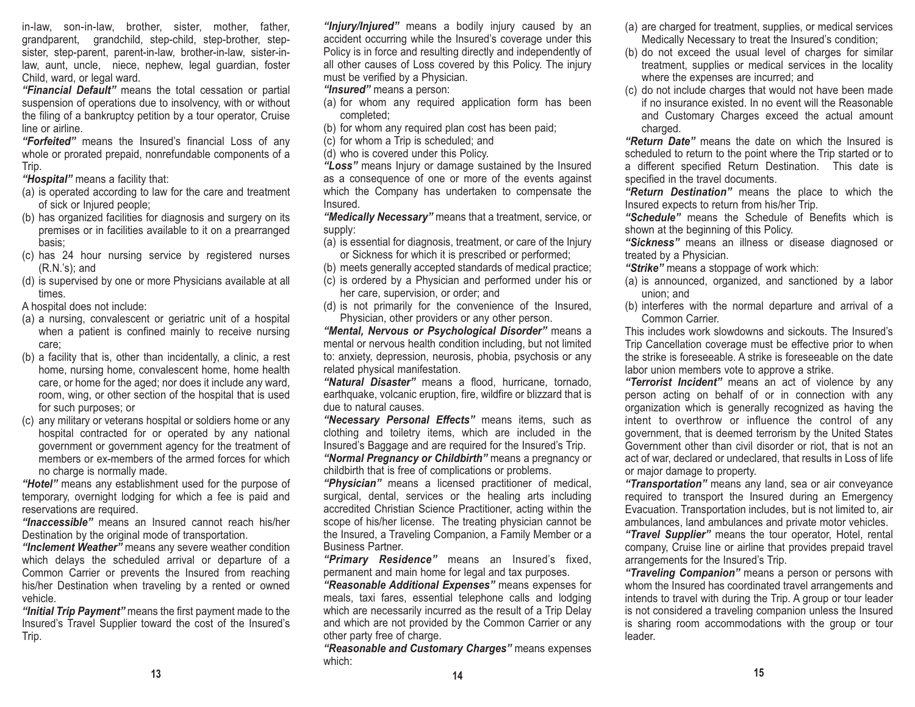in-law, son-in-law, brother, sister, mother, father, grandparent, grandchild, step-child, step-brother, step-sister, step-parent, parent-in-law, brother-in-law, sister-in-law, aunt, uncle, niece, nephew, legal guardian, foster Child, ward, or legal ward.

***"Financial Default"*** means the total cessation or partial suspension of operations due to insolvency, with or without the filing of a bankruptcy petition by a tour operator, Cruise line or airline.

***"Forfeited"*** means the Insured's financial Loss of any whole or prorated prepaid, nonrefundable components of a Trip.

***"Hospital"*** means a facility that:

(a) is operated according to law for the care and treatment of sick or Injured people;
(b) has organized facilities for diagnosis and surgery on its premises or in facilities available to it on a prearranged basis;
(c) has 24 hour nursing service by registered nurses (R.N.'s); and
(d) is supervised by one or more Physicians available at all times.

A hospital does not include:

(a) a nursing, convalescent or geriatric unit of a hospital when a patient is confined mainly to receive nursing care;
(b) a facility that is, other than incidentally, a clinic, a rest home, nursing home, convalescent home, home health care, or home for the aged; nor does it include any ward, room, wing, or other section of the hospital that is used for such purposes; or
(c) any military or veterans hospital or soldiers home or any hospital contracted for or operated by any national government or government agency for the treatment of members or ex-members of the armed forces for which no charge is normally made.

***"Hotel"*** means any establishment used for the purpose of temporary, overnight lodging for which a fee is paid and reservations are required.

***"Inaccessible"*** means an Insured cannot reach his/her Destination by the original mode of transportation.

***"Inclement Weather"*** means any severe weather condition which delays the scheduled arrival or departure of a Common Carrier or prevents the Insured from reaching his/her Destination when traveling by a rented or owned vehicle.

***"Initial Trip Payment"*** means the first payment made to the Insured's Travel Supplier toward the cost of the Insured's Trip.

***"Injury/Injured"*** means a bodily injury caused by an accident occurring while the Insured's coverage under this Policy is in force and resulting directly and independently of all other causes of Loss covered by this Policy. The injury must be verified by a Physician.

***"Insured"*** means a person:

(a) for whom any required application form has been completed;
(b) for whom any required plan cost has been paid;
(c) for whom a Trip is scheduled; and
(d) who is covered under this Policy.

***"Loss"*** means Injury or damage sustained by the Insured as a consequence of one or more of the events against which the Company has undertaken to compensate the Insured.

***"Medically Necessary"*** means that a treatment, service, or supply:

(a) is essential for diagnosis, treatment, or care of the Injury or Sickness for which it is prescribed or performed;
(b) meets generally accepted standards of medical practice;
(c) is ordered by a Physician and performed under his or her care, supervision, or order; and
(d) is not primarily for the convenience of the Insured, Physician, other providers or any other person.

***"Mental, Nervous or Psychological Disorder"*** means a mental or nervous health condition including, but not limited to: anxiety, depression, neurosis, phobia, psychosis or any related physical manifestation.

***"Natural Disaster"*** means a flood, hurricane, tornado, earthquake, volcanic eruption, fire, wildfire or blizzard that is due to natural causes.

***"Necessary Personal Effects"*** means items, such as clothing and toiletry items, which are included in the Insured's Baggage and are required for the Insured's Trip.

***"Normal Pregnancy or Childbirth"*** means a pregnancy or childbirth that is free of complications or problems.

***"Physician"*** means a licensed practitioner of medical, surgical, dental, services or the healing arts including accredited Christian Science Practitioner, acting within the scope of his/her license. The treating physician cannot be the Insured, a Traveling Companion, a Family Member or a Business Partner.

***"Primary Residence"*** means an Insured's fixed, permanent and main home for legal and tax purposes.

***"Reasonable Additional Expenses"*** means expenses for meals, taxi fares, essential telephone calls and lodging which are necessarily incurred as the result of a Trip Delay and which are not provided by the Common Carrier or any other party free of charge.

***"Reasonable and Customary Charges"*** means expenses which:

(a) are charged for treatment, supplies, or medical services Medically Necessary to treat the Insured's condition;
(b) do not exceed the usual level of charges for similar treatment, supplies or medical services in the locality where the expenses are incurred; and
(c) do not include charges that would not have been made if no insurance existed. In no event will the Reasonable and Customary Charges exceed the actual amount charged.

***"Return Date"*** means the date on which the Insured is scheduled to return to the point where the Trip started or to a different specified Return Destination. This date is specified in the travel documents.

***"Return Destination"*** means the place to which the Insured expects to return from his/her Trip.

***"Schedule"*** means the Schedule of Benefits which is shown at the beginning of this Policy.

***"Sickness"*** means an illness or disease diagnosed or treated by a Physician.

***"Strike"*** means a stoppage of work which:

(a) is announced, organized, and sanctioned by a labor union; and
(b) interferes with the normal departure and arrival of a Common Carrier.

This includes work slowdowns and sickouts. The Insured's Trip Cancellation coverage must be effective prior to when the strike is foreseeable. A strike is foreseeable on the date labor union members vote to approve a strike.

***"Terrorist Incident"*** means an act of violence by any person acting on behalf of or in connection with any organization which is generally recognized as having the intent to overthrow or influence the control of any government, that is deemed terrorism by the United States Government other than civil disorder or riot, that is not an act of war, declared or undeclared, that results in Loss of life or major damage to property.

***"Transportation"*** means any land, sea or air conveyance required to transport the Insured during an Emergency Evacuation. Transportation includes, but is not limited to, air ambulances, land ambulances and private motor vehicles.

***"Travel Supplier"*** means the tour operator, Hotel, rental company, Cruise line or airline that provides prepaid travel arrangements for the Insured's Trip.

***"Traveling Companion"*** means a person or persons with whom the Insured has coordinated travel arrangements and intends to travel with during the Trip. A group or tour leader is not considered a traveling companion unless the Insured is sharing room accommodations with the group or tour leader.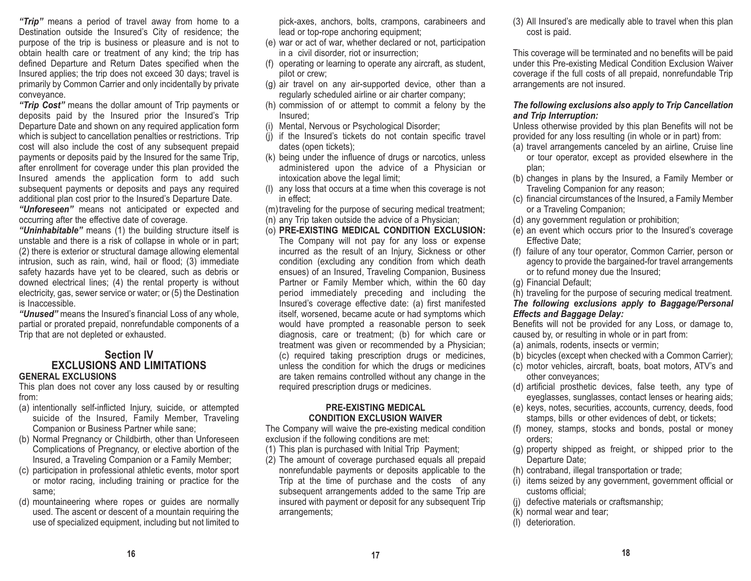***"Trip"*** means a period of travel away from home to a Destination outside the Insured's City of residence; the purpose of the trip is business or pleasure and is not to obtain health care or treatment of any kind; the trip has defined Departure and Return Dates specified when the Insured applies; the trip does not exceed 30 days; travel is primarily by Common Carrier and only incidentally by private conveyance.

***"Trip Cost"*** means the dollar amount of Trip payments or deposits paid by the Insured prior the Insured's Trip Departure Date and shown on any required application form which is subject to cancellation penalties or restrictions. Trip cost will also include the cost of any subsequent prepaid payments or deposits paid by the Insured for the same Trip, after enrollment for coverage under this plan provided the Insured amends the application form to add such subsequent payments or deposits and pays any required additional plan cost prior to the Insured's Departure Date.

***"Unforeseen"*** means not anticipated or expected and occurring after the effective date of coverage.

***"Uninhabitable"*** means (1) the building structure itself is unstable and there is a risk of collapse in whole or in part; (2) there is exterior or structural damage allowing elemental intrusion, such as rain, wind, hail or flood; (3) immediate safety hazards have yet to be cleared, such as debris or downed electrical lines; (4) the rental property is without electricity, gas, sewer service or water; or (5) the Destination is Inaccessible.

***"Unused"*** means the Insured's financial Loss of any whole, partial or prorated prepaid, nonrefundable components of a Trip that are not depleted or exhausted.

## Section IV
## EXCLUSIONS AND LIMITATIONS

### GENERAL EXCLUSIONS

This plan does not cover any loss caused by or resulting from:

(a) intentionally self-inflicted Injury, suicide, or attempted suicide of the Insured, Family Member, Traveling Companion or Business Partner while sane;
(b) Normal Pregnancy or Childbirth, other than Unforeseen Complications of Pregnancy, or elective abortion of the Insured, a Traveling Companion or a Family Member;
(c) participation in professional athletic events, motor sport or motor racing, including training or practice for the same;
(d) mountaineering where ropes or guides are normally used. The ascent or descent of a mountain requiring the use of specialized equipment, including but not limited to pick-axes, anchors, bolts, crampons, carabineers and lead or top-rope anchoring equipment;
(e) war or act of war, whether declared or not, participation in a civil disorder, riot or insurrection;
(f) operating or learning to operate any aircraft, as student, pilot or crew;
(g) air travel on any air-supported device, other than a regularly scheduled airline or air charter company;
(h) commission of or attempt to commit a felony by the Insured;
(i) Mental, Nervous or Psychological Disorder;
(j) if the Insured's tickets do not contain specific travel dates (open tickets);
(k) being under the influence of drugs or narcotics, unless administered upon the advice of a Physician or intoxication above the legal limit;
(l) any loss that occurs at a time when this coverage is not in effect;
(m) traveling for the purpose of securing medical treatment;
(n) any Trip taken outside the advice of a Physician;
(o) **PRE-EXISTING MEDICAL CONDITION EXCLUSION:** The Company will not pay for any loss or expense incurred as the result of an Injury, Sickness or other condition (excluding any condition from which death ensues) of an Insured, Traveling Companion, Business Partner or Family Member which, within the 60 day period immediately preceding and including the Insured's coverage effective date: (a) first manifested itself, worsened, became acute or had symptoms which would have prompted a reasonable person to seek diagnosis, care or treatment; (b) for which care or treatment was given or recommended by a Physician; (c) required taking prescription drugs or medicines, unless the condition for which the drugs or medicines are taken remains controlled without any change in the required prescription drugs or medicines.

### PRE-EXISTING MEDICAL CONDITION EXCLUSION WAIVER

The Company will waive the pre-existing medical condition exclusion if the following conditions are met:

(1) This plan is purchased with Initial Trip Payment;
(2) The amount of coverage purchased equals all prepaid nonrefundable payments or deposits applicable to the Trip at the time of purchase and the costs of any subsequent arrangements added to the same Trip are insured with payment or deposit for any subsequent Trip arrangements;
(3) All Insured's are medically able to travel when this plan cost is paid.

This coverage will be terminated and no benefits will be paid under this Pre-existing Medical Condition Exclusion Waiver coverage if the full costs of all prepaid, nonrefundable Trip arrangements are not insured.

***The following exclusions also apply to Trip Cancellation and Trip Interruption:***

Unless otherwise provided by this plan Benefits will not be provided for any loss resulting (in whole or in part) from:

(a) travel arrangements canceled by an airline, Cruise line or tour operator, except as provided elsewhere in the plan;
(b) changes in plans by the Insured, a Family Member or Traveling Companion for any reason;
(c) financial circumstances of the Insured, a Family Member or a Traveling Companion;
(d) any government regulation or prohibition;
(e) an event which occurs prior to the Insured's coverage Effective Date;
(f) failure of any tour operator, Common Carrier, person or agency to provide the bargained-for travel arrangements or to refund money due the Insured;
(g) Financial Default;
(h) traveling for the purpose of securing medical treatment.

***The following exclusions apply to Baggage/Personal Effects and Baggage Delay:***

Benefits will not be provided for any Loss, or damage to, caused by, or resulting in whole or in part from:

(a) animals, rodents, insects or vermin;
(b) bicycles (except when checked with a Common Carrier);
(c) motor vehicles, aircraft, boats, boat motors, ATV's and other conveyances;
(d) artificial prosthetic devices, false teeth, any type of eyeglasses, sunglasses, contact lenses or hearing aids;
(e) keys, notes, securities, accounts, currency, deeds, food stamps, bills or other evidences of debt, or tickets;
(f) money, stamps, stocks and bonds, postal or money orders;
(g) property shipped as freight, or shipped prior to the Departure Date;
(h) contraband, illegal transportation or trade;
(i) items seized by any government, government official or customs official;
(j) defective materials or craftsmanship;
(k) normal wear and tear;
(l) deterioration.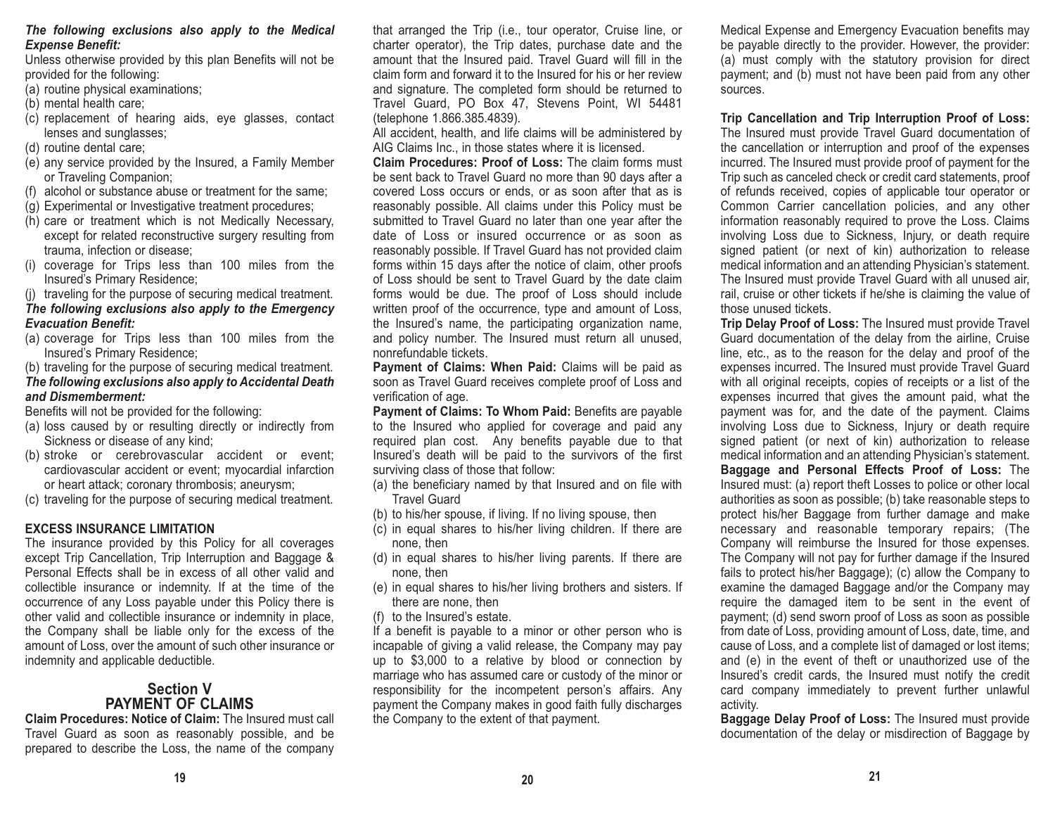***The following exclusions also apply to the Medical Expense Benefit:***

Unless otherwise provided by this plan Benefits will not be provided for the following:

(a) routine physical examinations;
(b) mental health care;
(c) replacement of hearing aids, eye glasses, contact lenses and sunglasses;
(d) routine dental care;
(e) any service provided by the Insured, a Family Member or Traveling Companion;
(f) alcohol or substance abuse or treatment for the same;
(g) Experimental or Investigative treatment procedures;
(h) care or treatment which is not Medically Necessary, except for related reconstructive surgery resulting from trauma, infection or disease;
(i) coverage for Trips less than 100 miles from the Insured's Primary Residence;
(j) traveling for the purpose of securing medical treatment.

***The following exclusions also apply to the Emergency Evacuation Benefit:***

(a) coverage for Trips less than 100 miles from the Insured's Primary Residence;
(b) traveling for the purpose of securing medical treatment.

***The following exclusions also apply to Accidental Death and Dismemberment:***

Benefits will not be provided for the following:

(a) loss caused by or resulting directly or indirectly from Sickness or disease of any kind;
(b) stroke or cerebrovascular accident or event; cardiovascular accident or event; myocardial infarction or heart attack; coronary thrombosis; aneurysm;
(c) traveling for the purpose of securing medical treatment.

**EXCESS INSURANCE LIMITATION**

The insurance provided by this Policy for all coverages except Trip Cancellation, Trip Interruption and Baggage & Personal Effects shall be in excess of all other valid and collectible insurance or indemnity. If at the time of the occurrence of any Loss payable under this Policy there is other valid and collectible insurance or indemnity in place, the Company shall be liable only for the excess of the amount of Loss, over the amount of such other insurance or indemnity and applicable deductible.

## Section V
## PAYMENT OF CLAIMS

**Claim Procedures: Notice of Claim:** The Insured must call Travel Guard as soon as reasonably possible, and be prepared to describe the Loss, the name of the company that arranged the Trip (i.e., tour operator, Cruise line, or charter operator), the Trip dates, purchase date and the amount that the Insured paid. Travel Guard will fill in the claim form and forward it to the Insured for his or her review and signature. The completed form should be returned to Travel Guard, PO Box 47, Stevens Point, WI 54481 (telephone 1.866.385.4839).

All accident, health, and life claims will be administered by AIG Claims Inc., in those states where it is licensed.

**Claim Procedures: Proof of Loss:** The claim forms must be sent back to Travel Guard no more than 90 days after a covered Loss occurs or ends, or as soon after that as is reasonably possible. All claims under this Policy must be submitted to Travel Guard no later than one year after the date of Loss or insured occurrence or as soon as reasonably possible. If Travel Guard has not provided claim forms within 15 days after the notice of claim, other proofs of Loss should be sent to Travel Guard by the date claim forms would be due. The proof of Loss should include written proof of the occurrence, type and amount of Loss, the Insured's name, the participating organization name, and policy number. The Insured must return all unused, nonrefundable tickets.

**Payment of Claims: When Paid:** Claims will be paid as soon as Travel Guard receives complete proof of Loss and verification of age.

**Payment of Claims: To Whom Paid:** Benefits are payable to the Insured who applied for coverage and paid any required plan cost. Any benefits payable due to that Insured's death will be paid to the survivors of the first surviving class of those that follow:

(a) the beneficiary named by that Insured and on file with Travel Guard
(b) to his/her spouse, if living. If no living spouse, then
(c) in equal shares to his/her living children. If there are none, then
(d) in equal shares to his/her living parents. If there are none, then
(e) in equal shares to his/her living brothers and sisters. If there are none, then
(f) to the Insured's estate.

If a benefit is payable to a minor or other person who is incapable of giving a valid release, the Company may pay up to $3,000 to a relative by blood or connection by marriage who has assumed care or custody of the minor or responsibility for the incompetent person's affairs. Any payment the Company makes in good faith fully discharges the Company to the extent of that payment.

Medical Expense and Emergency Evacuation benefits may be payable directly to the provider. However, the provider: (a) must comply with the statutory provision for direct payment; and (b) must not have been paid from any other sources.

**Trip Cancellation and Trip Interruption Proof of Loss:** The Insured must provide Travel Guard documentation of the cancellation or interruption and proof of the expenses incurred. The Insured must provide proof of payment for the Trip such as canceled check or credit card statements, proof of refunds received, copies of applicable tour operator or Common Carrier cancellation policies, and any other information reasonably required to prove the Loss. Claims involving Loss due to Sickness, Injury, or death require signed patient (or next of kin) authorization to release medical information and an attending Physician's statement. The Insured must provide Travel Guard with all unused air, rail, cruise or other tickets if he/she is claiming the value of those unused tickets.

**Trip Delay Proof of Loss:** The Insured must provide Travel Guard documentation of the delay from the airline, Cruise line, etc., as to the reason for the delay and proof of the expenses incurred. The Insured must provide Travel Guard with all original receipts, copies of receipts or a list of the expenses incurred that gives the amount paid, what the payment was for, and the date of the payment. Claims involving Loss due to Sickness, Injury or death require signed patient (or next of kin) authorization to release medical information and an attending Physician's statement.

**Baggage and Personal Effects Proof of Loss:** The Insured must: (a) report theft Losses to police or other local authorities as soon as possible; (b) take reasonable steps to protect his/her Baggage from further damage and make necessary and reasonable temporary repairs; (The Company will reimburse the Insured for those expenses. The Company will not pay for further damage if the Insured fails to protect his/her Baggage); (c) allow the Company to examine the damaged Baggage and/or the Company may require the damaged item to be sent in the event of payment; (d) send sworn proof of Loss as soon as possible from date of Loss, providing amount of Loss, date, time, and cause of Loss, and a complete list of damaged or lost items; and (e) in the event of theft or unauthorized use of the Insured's credit cards, the Insured must notify the credit card company immediately to prevent further unlawful activity.

**Baggage Delay Proof of Loss:** The Insured must provide documentation of the delay or misdirection of Baggage by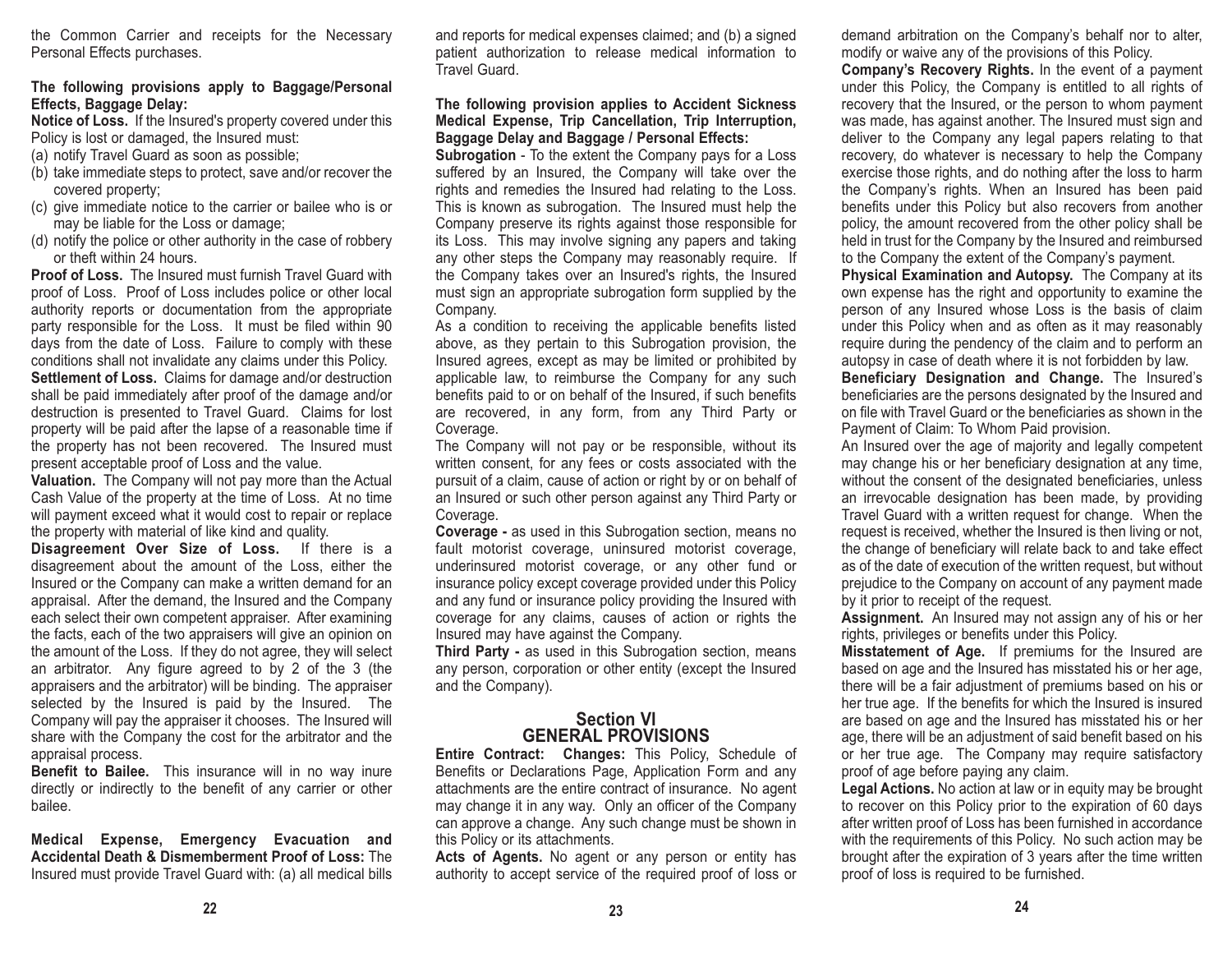the Common Carrier and receipts for the Necessary Personal Effects purchases.

**The following provisions apply to Baggage/Personal Effects, Baggage Delay:**

**Notice of Loss.** If the Insured's property covered under this Policy is lost or damaged, the Insured must:

(a) notify Travel Guard as soon as possible;
(b) take immediate steps to protect, save and/or recover the covered property;
(c) give immediate notice to the carrier or bailee who is or may be liable for the Loss or damage;
(d) notify the police or other authority in the case of robbery or theft within 24 hours.

**Proof of Loss.** The Insured must furnish Travel Guard with proof of Loss. Proof of Loss includes police or other local authority reports or documentation from the appropriate party responsible for the Loss. It must be filed within 90 days from the date of Loss. Failure to comply with these conditions shall not invalidate any claims under this Policy.

**Settlement of Loss.** Claims for damage and/or destruction shall be paid immediately after proof of the damage and/or destruction is presented to Travel Guard. Claims for lost property will be paid after the lapse of a reasonable time if the property has not been recovered. The Insured must present acceptable proof of Loss and the value.

**Valuation.** The Company will not pay more than the Actual Cash Value of the property at the time of Loss. At no time will payment exceed what it would cost to repair or replace the property with material of like kind and quality.

**Disagreement Over Size of Loss.** If there is a disagreement about the amount of the Loss, either the Insured or the Company can make a written demand for an appraisal. After the demand, the Insured and the Company each select their own competent appraiser. After examining the facts, each of the two appraisers will give an opinion on the amount of the Loss. If they do not agree, they will select an arbitrator. Any figure agreed to by 2 of the 3 (the appraisers and the arbitrator) will be binding. The appraiser selected by the Insured is paid by the Insured. The Company will pay the appraiser it chooses. The Insured will share with the Company the cost for the arbitrator and the appraisal process.

**Benefit to Bailee.** This insurance will in no way inure directly or indirectly to the benefit of any carrier or other bailee.

**Medical Expense, Emergency Evacuation and Accidental Death & Dismemberment Proof of Loss:** The Insured must provide Travel Guard with: (a) all medical bills and reports for medical expenses claimed; and (b) a signed patient authorization to release medical information to Travel Guard.

**The following provision applies to Accident Sickness Medical Expense, Trip Cancellation, Trip Interruption, Baggage Delay and Baggage / Personal Effects:**

**Subrogation** - To the extent the Company pays for a Loss suffered by an Insured, the Company will take over the rights and remedies the Insured had relating to the Loss. This is known as subrogation. The Insured must help the Company preserve its rights against those responsible for its Loss. This may involve signing any papers and taking any other steps the Company may reasonably require. If the Company takes over an Insured's rights, the Insured must sign an appropriate subrogation form supplied by the Company.

As a condition to receiving the applicable benefits listed above, as they pertain to this Subrogation provision, the Insured agrees, except as may be limited or prohibited by applicable law, to reimburse the Company for any such benefits paid to or on behalf of the Insured, if such benefits are recovered, in any form, from any Third Party or Coverage.

The Company will not pay or be responsible, without its written consent, for any fees or costs associated with the pursuit of a claim, cause of action or right by or on behalf of an Insured or such other person against any Third Party or Coverage.

**Coverage -** as used in this Subrogation section, means no fault motorist coverage, uninsured motorist coverage, underinsured motorist coverage, or any other fund or insurance policy except coverage provided under this Policy and any fund or insurance policy providing the Insured with coverage for any claims, causes of action or rights the Insured may have against the Company.

**Third Party -** as used in this Subrogation section, means any person, corporation or other entity (except the Insured and the Company).

## Section VI
## GENERAL PROVISIONS

**Entire Contract: Changes:** This Policy, Schedule of Benefits or Declarations Page, Application Form and any attachments are the entire contract of insurance. No agent may change it in any way. Only an officer of the Company can approve a change. Any such change must be shown in this Policy or its attachments.

**Acts of Agents.** No agent or any person or entity has authority to accept service of the required proof of loss or demand arbitration on the Company's behalf nor to alter, modify or waive any of the provisions of this Policy.

**Company's Recovery Rights.** In the event of a payment under this Policy, the Company is entitled to all rights of recovery that the Insured, or the person to whom payment was made, has against another. The Insured must sign and deliver to the Company any legal papers relating to that recovery, do whatever is necessary to help the Company exercise those rights, and do nothing after the loss to harm the Company's rights. When an Insured has been paid benefits under this Policy but also recovers from another policy, the amount recovered from the other policy shall be held in trust for the Company by the Insured and reimbursed to the Company the extent of the Company's payment.

**Physical Examination and Autopsy.** The Company at its own expense has the right and opportunity to examine the person of any Insured whose Loss is the basis of claim under this Policy when and as often as it may reasonably require during the pendency of the claim and to perform an autopsy in case of death where it is not forbidden by law.

**Beneficiary Designation and Change.** The Insured's beneficiaries are the persons designated by the Insured and on file with Travel Guard or the beneficiaries as shown in the Payment of Claim: To Whom Paid provision.

An Insured over the age of majority and legally competent may change his or her beneficiary designation at any time, without the consent of the designated beneficiaries, unless an irrevocable designation has been made, by providing Travel Guard with a written request for change. When the request is received, whether the Insured is then living or not, the change of beneficiary will relate back to and take effect as of the date of execution of the written request, but without prejudice to the Company on account of any payment made by it prior to receipt of the request.

**Assignment.** An Insured may not assign any of his or her rights, privileges or benefits under this Policy.

**Misstatement of Age.** If premiums for the Insured are based on age and the Insured has misstated his or her age, there will be a fair adjustment of premiums based on his or her true age. If the benefits for which the Insured is insured are based on age and the Insured has misstated his or her age, there will be an adjustment of said benefit based on his or her true age. The Company may require satisfactory proof of age before paying any claim.

**Legal Actions.** No action at law or in equity may be brought to recover on this Policy prior to the expiration of 60 days after written proof of Loss has been furnished in accordance with the requirements of this Policy. No such action may be brought after the expiration of 3 years after the time written proof of loss is required to be furnished.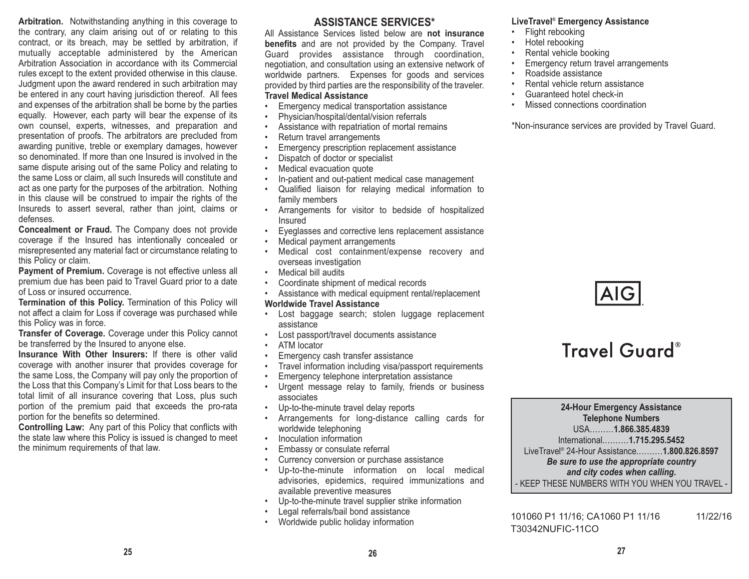**Arbitration.** Notwithstanding anything in this coverage to the contrary, any claim arising out of or relating to this contract, or its breach, may be settled by arbitration, if mutually acceptable administered by the American Arbitration Association in accordance with its Commercial rules except to the extent provided otherwise in this clause. Judgment upon the award rendered in such arbitration may be entered in any court having jurisdiction thereof. All fees and expenses of the arbitration shall be borne by the parties equally. However, each party will bear the expense of its own counsel, experts, witnesses, and preparation and presentation of proofs. The arbitrators are precluded from awarding punitive, treble or exemplary damages, however so denominated. If more than one Insured is involved in the same dispute arising out of the same Policy and relating to the same Loss or claim, all such Insureds will constitute and act as one party for the purposes of the arbitration. Nothing in this clause will be construed to impair the rights of the Insureds to assert several, rather than joint, claims or defenses.

**Concealment or Fraud.** The Company does not provide coverage if the Insured has intentionally concealed or misrepresented any material fact or circumstance relating to this Policy or claim.

**Payment of Premium.** Coverage is not effective unless all premium due has been paid to Travel Guard prior to a date of Loss or insured occurrence.

**Termination of this Policy.** Termination of this Policy will not affect a claim for Loss if coverage was purchased while this Policy was in force.

**Transfer of Coverage.** Coverage under this Policy cannot be transferred by the Insured to anyone else.

**Insurance With Other Insurers:** If there is other valid coverage with another insurer that provides coverage for the same Loss, the Company will pay only the proportion of the Loss that this Company's Limit for that Loss bears to the total limit of all insurance covering that Loss, plus such portion of the premium paid that exceeds the pro-rata portion for the benefits so determined.

**Controlling Law:** Any part of this Policy that conflicts with the state law where this Policy is issued is changed to meet the minimum requirements of that law.

## ASSISTANCE SERVICES*

All Assistance Services listed below are **not insurance benefits** and are not provided by the Company. Travel Guard provides assistance through coordination, negotiation, and consultation using an extensive network of worldwide partners. Expenses for goods and services provided by third parties are the responsibility of the traveler.

**Travel Medical Assistance**

- Emergency medical transportation assistance
- Physician/hospital/dental/vision referrals
- Assistance with repatriation of mortal remains
- Return travel arrangements
- Emergency prescription replacement assistance
- Dispatch of doctor or specialist
- Medical evacuation quote
- In-patient and out-patient medical case management
- Qualified liaison for relaying medical information to family members
- Arrangements for visitor to bedside of hospitalized Insured
- Eyeglasses and corrective lens replacement assistance
- Medical payment arrangements
- Medical cost containment/expense recovery and overseas investigation
- Medical bill audits
- Coordinate shipment of medical records
- Assistance with medical equipment rental/replacement

**Worldwide Travel Assistance**

- Lost baggage search; stolen luggage replacement assistance
- Lost passport/travel documents assistance
- ATM locator
- Emergency cash transfer assistance
- Travel information including visa/passport requirements
- Emergency telephone interpretation assistance
- Urgent message relay to family, friends or business associates
- Up-to-the-minute travel delay reports
- Arrangements for long-distance calling cards for worldwide telephoning
- Inoculation information
- Embassy or consulate referral
- Currency conversion or purchase assistance
- Up-to-the-minute information on local medical advisories, epidemics, required immunizations and available preventive measures
- Up-to-the-minute travel supplier strike information
- Legal referrals/bail bond assistance
- Worldwide public holiday information

**LiveTravel® Emergency Assistance**

- Flight rebooking
- Hotel rebooking
- Rental vehicle booking
- Emergency return travel arrangements
- Roadside assistance
- Rental vehicle return assistance
- Guaranteed hotel check-in
- Missed connections coordination

*Non-insurance services are provided by Travel Guard.

AIG

Travel Guard®

**24-Hour Emergency Assistance**
**Telephone Numbers**
USA………**1.866.385.4839**
International.………**1.715.295.5452**
LiveTravel® 24-Hour Assistance.………**1.800.826.8597**
***Be sure to use the appropriate country and city codes when calling.***
- KEEP THESE NUMBERS WITH YOU WHEN YOU TRAVEL -

101060 P1 11/16; CA1060 P1 11/16 11/22/16
T30342NUFIC-11CO